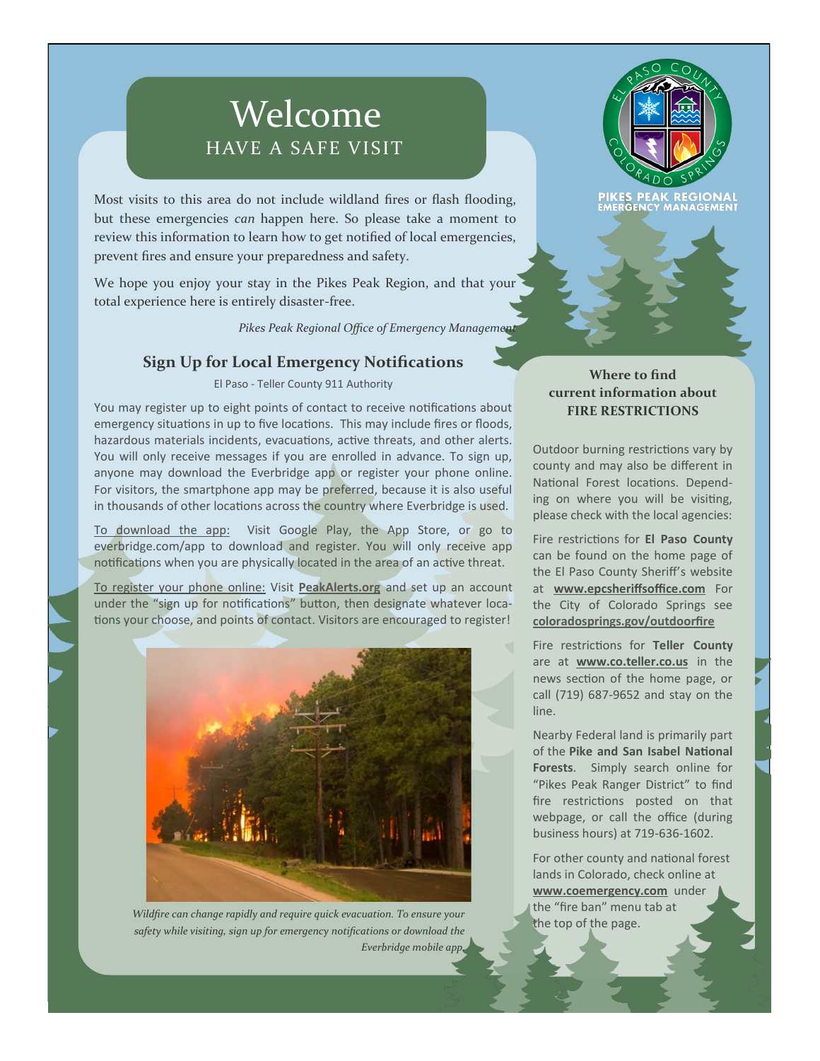# Welcome

## HAVE A SAFE VISIT

Most visits to this area do not include wildland fires or flash flooding, but these emergencies *can* happen here. So please take a moment to review this information to learn how to get notified of local emergencies, prevent fires and ensure your preparedness and safety.

We hope you enjoy your stay in the Pikes Peak Region, and that your total experience here is entirely disaster-free.

*Pikes Peak Regional Office of Emergency Management*

PIKES PEAK REGIONAL EMERGENCY MANAGEMENT

## Sign Up for Local Emergency Notifications

El Paso - Teller County 911 Authority

You may register up to eight points of contact to receive notifications about emergency situations in up to five locations. This may include fires or floods, hazardous materials incidents, evacuations, active threats, and other alerts. You will only receive messages if you are enrolled in advance. To sign up, anyone may download the Everbridge app or register your phone online. For visitors, the smartphone app may be preferred, because it is also useful in thousands of other locations across the country where Everbridge is used.

To download the app: Visit Google Play, the App Store, or go to everbridge.com/app to download and register. You will only receive app notifications when you are physically located in the area of an active threat.

To register your phone online: Visit **PeakAlerts.org** and set up an account under the "sign up for notifications" button, then designate whatever locations your choose, and points of contact. Visitors are encouraged to register!

*Wildfire can change rapidly and require quick evacuation. To ensure your safety while visiting, sign up for emergency notifications or download the Everbridge mobile app.*

### Where to find current information about FIRE RESTRICTIONS

Outdoor burning restrictions vary by county and may also be different in National Forest locations. Depending on where you will be visiting, please check with the local agencies:

Fire restrictions for **El Paso County** can be found on the home page of the El Paso County Sheriff's website at **www.epcsheriffsoffice.com** For the City of Colorado Springs see **coloradosprings.gov/outdoorfire**

Fire restrictions for **Teller County** are at **www.co.teller.co.us** in the news section of the home page, or call (719) 687-9652 and stay on the line.

Nearby Federal land is primarily part of the **Pike and San Isabel National Forests**. Simply search online for "Pikes Peak Ranger District" to find fire restrictions posted on that webpage, or call the office (during business hours) at 719-636-1602.

For other county and national forest lands in Colorado, check online at **www.coemergency.com** under the "fire ban" menu tab at the top of the page.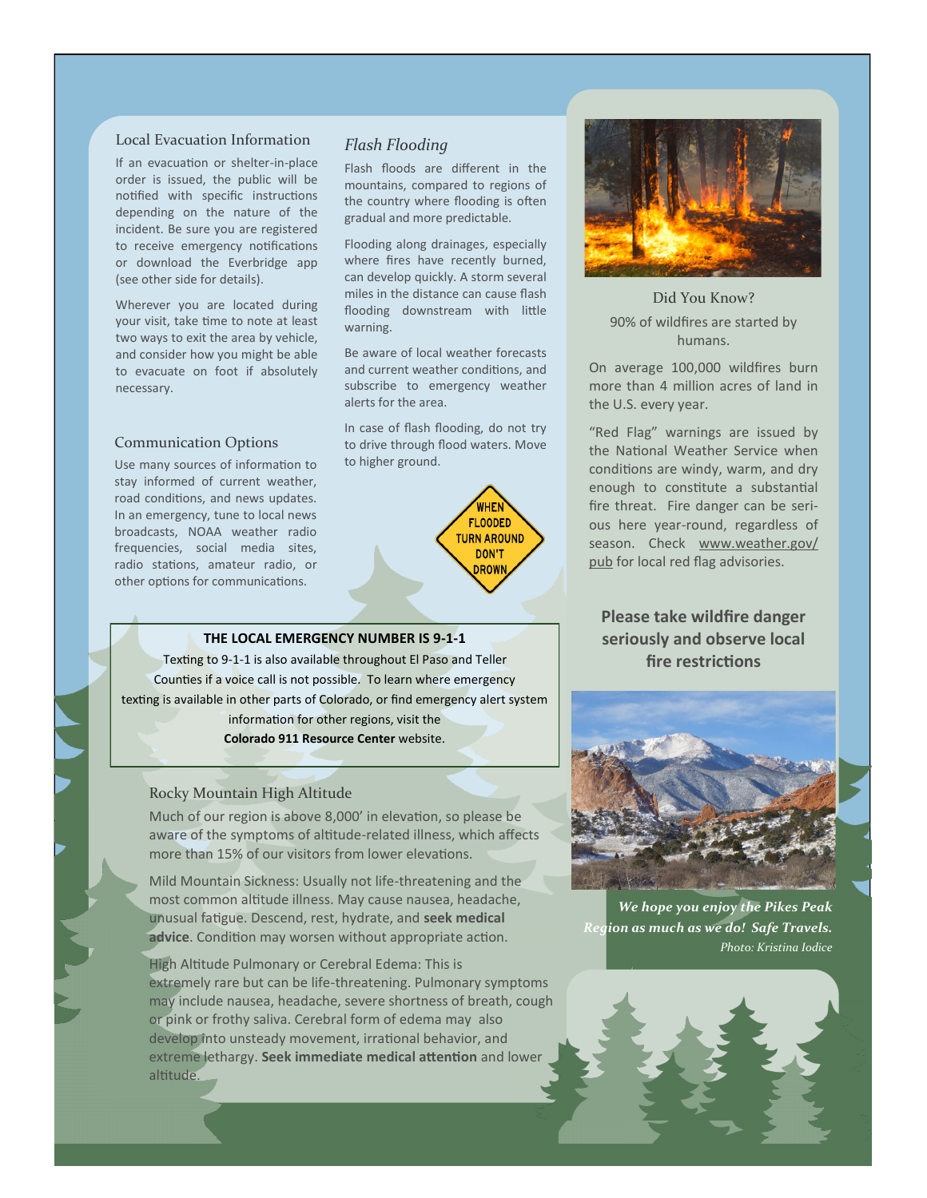## Local Evacuation Information

If an evacuation or shelter-in-place order is issued, the public will be notified with specific instructions depending on the nature of the incident. Be sure you are registered to receive emergency notifications or download the Everbridge app (see other side for details).

Wherever you are located during your visit, take time to note at least two ways to exit the area by vehicle, and consider how you might be able to evacuate on foot if absolutely necessary.

## Communication Options

Use many sources of information to stay informed of current weather, road conditions, and news updates. In an emergency, tune to local news broadcasts, NOAA weather radio frequencies, social media sites, radio stations, amateur radio, or other options for communications.

## *Flash Flooding*

Flash floods are different in the mountains, compared to regions of the country where flooding is often gradual and more predictable.

Flooding along drainages, especially where fires have recently burned, can develop quickly. A storm several miles in the distance can cause flash flooding downstream with little warning.

Be aware of local weather forecasts and current weather conditions, and subscribe to emergency weather alerts for the area.

In case of flash flooding, do not try to drive through flood waters. Move to higher ground.

WHEN FLOODED TURN AROUND DON'T DROWN

**THE LOCAL EMERGENCY NUMBER IS 9-1-1**

Texting to 9-1-1 is also available throughout El Paso and Teller Counties if a voice call is not possible. To learn where emergency texting is available in other parts of Colorado, or find emergency alert system information for other regions, visit the **Colorado 911 Resource Center** website.

## Rocky Mountain High Altitude

Much of our region is above 8,000' in elevation, so please be aware of the symptoms of altitude-related illness, which affects more than 15% of our visitors from lower elevations.

Mild Mountain Sickness: Usually not life-threatening and the most common altitude illness. May cause nausea, headache, unusual fatigue. Descend, rest, hydrate, and **seek medical advice**. Condition may worsen without appropriate action.

High Altitude Pulmonary or Cerebral Edema: This is extremely rare but can be life-threatening. Pulmonary symptoms may include nausea, headache, severe shortness of breath, cough or pink or frothy saliva. Cerebral form of edema may also develop into unsteady movement, irrational behavior, and extreme lethargy. **Seek immediate medical attention** and lower altitude.

## Did You Know?

90% of wildfires are started by humans.

On average 100,000 wildfires burn more than 4 million acres of land in the U.S. every year.

"Red Flag" warnings are issued by the National Weather Service when conditions are windy, warm, and dry enough to constitute a substantial fire threat. Fire danger can be serious here year-round, regardless of season. Check www.weather.gov/pub for local red flag advisories.

**Please take wildfire danger seriously and observe local fire restrictions**

***We hope you enjoy the Pikes Peak Region as much as we do! Safe Travels.***

*Photo: Kristina Iodice*